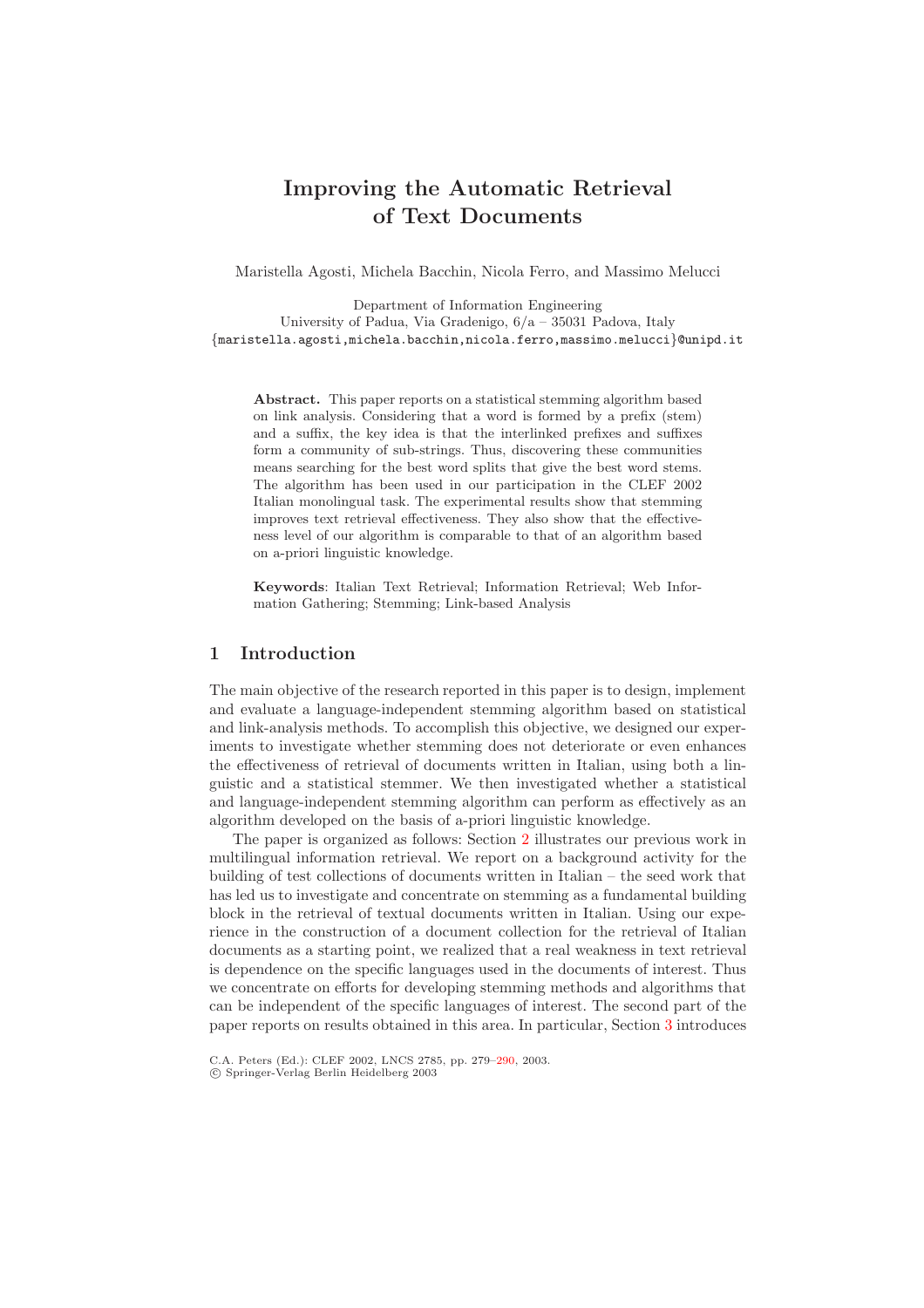# Improving the Automatic Retrieval of Text Documents

Maristella Agosti, Michela Bacchin, Nicola Ferro, and Massimo Melucci

Department of Information Engineering
University of Padua, Via Gradenigo, 6/a – 35031 Padova, Italy
{maristella.agosti,michela.bacchin,nicola.ferro,massimo.melucci}@unipd.it

**Abstract.** This paper reports on a statistical stemming algorithm based on link analysis. Considering that a word is formed by a prefix (stem) and a suffix, the key idea is that the interlinked prefixes and suffixes form a community of sub-strings. Thus, discovering these communities means searching for the best word splits that give the best word stems. The algorithm has been used in our participation in the CLEF 2002 Italian monolingual task. The experimental results show that stemming improves text retrieval effectiveness. They also show that the effectiveness level of our algorithm is comparable to that of an algorithm based on a-priori linguistic knowledge.

**Keywords**: Italian Text Retrieval; Information Retrieval; Web Information Gathering; Stemming; Link-based Analysis

## 1 Introduction

The main objective of the research reported in this paper is to design, implement and evaluate a language-independent stemming algorithm based on statistical and link-analysis methods. To accomplish this objective, we designed our experiments to investigate whether stemming does not deteriorate or even enhances the effectiveness of retrieval of documents written in Italian, using both a linguistic and a statistical stemmer. We then investigated whether a statistical and language-independent stemming algorithm can perform as effectively as an algorithm developed on the basis of a-priori linguistic knowledge.

The paper is organized as follows: Section 2 illustrates our previous work in multilingual information retrieval. We report on a background activity for the building of test collections of documents written in Italian – the seed work that has led us to investigate and concentrate on stemming as a fundamental building block in the retrieval of textual documents written in Italian. Using our experience in the construction of a document collection for the retrieval of Italian documents as a starting point, we realized that a real weakness in text retrieval is dependence on the specific languages used in the documents of interest. Thus we concentrate on efforts for developing stemming methods and algorithms that can be independent of the specific languages of interest. The second part of the paper reports on results obtained in this area. In particular, Section 3 introduces

C.A. Peters (Ed.): CLEF 2002, LNCS 2785, pp. 279–290, 2003.
© Springer-Verlag Berlin Heidelberg 2003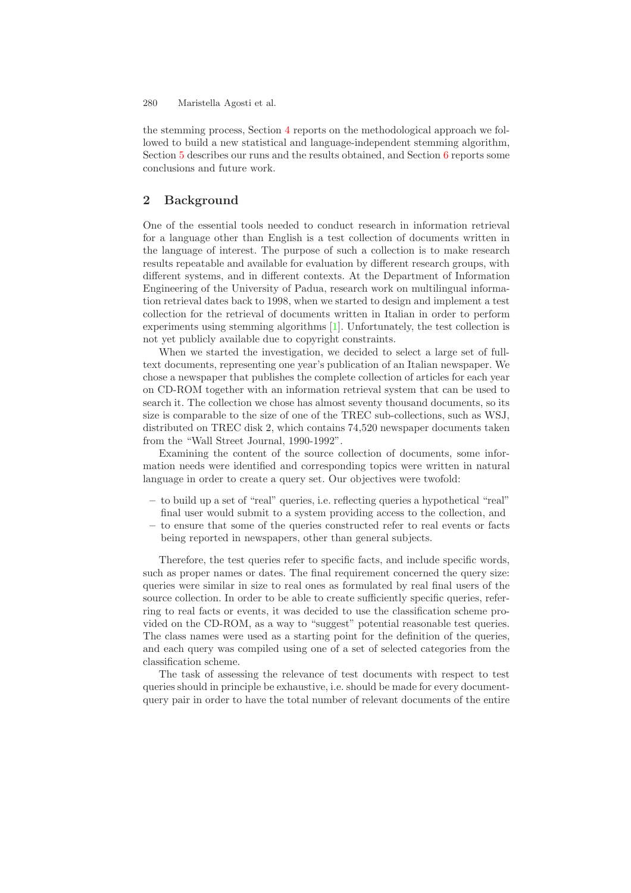the stemming process, Section 4 reports on the methodological approach we followed to build a new statistical and language-independent stemming algorithm, Section 5 describes our runs and the results obtained, and Section 6 reports some conclusions and future work.

## 2 Background

One of the essential tools needed to conduct research in information retrieval for a language other than English is a test collection of documents written in the language of interest. The purpose of such a collection is to make research results repeatable and available for evaluation by different research groups, with different systems, and in different contexts. At the Department of Information Engineering of the University of Padua, research work on multilingual information retrieval dates back to 1998, when we started to design and implement a test collection for the retrieval of documents written in Italian in order to perform experiments using stemming algorithms [1]. Unfortunately, the test collection is not yet publicly available due to copyright constraints.

When we started the investigation, we decided to select a large set of full-text documents, representing one year's publication of an Italian newspaper. We chose a newspaper that publishes the complete collection of articles for each year on CD-ROM together with an information retrieval system that can be used to search it. The collection we chose has almost seventy thousand documents, so its size is comparable to the size of one of the TREC sub-collections, such as WSJ, distributed on TREC disk 2, which contains 74,520 newspaper documents taken from the "Wall Street Journal, 1990-1992".

Examining the content of the source collection of documents, some information needs were identified and corresponding topics were written in natural language in order to create a query set. Our objectives were twofold:

- to build up a set of "real" queries, i.e. reflecting queries a hypothetical "real" final user would submit to a system providing access to the collection, and
- to ensure that some of the queries constructed refer to real events or facts being reported in newspapers, other than general subjects.

Therefore, the test queries refer to specific facts, and include specific words, such as proper names or dates. The final requirement concerned the query size: queries were similar in size to real ones as formulated by real final users of the source collection. In order to be able to create sufficiently specific queries, referring to real facts or events, it was decided to use the classification scheme provided on the CD-ROM, as a way to "suggest" potential reasonable test queries. The class names were used as a starting point for the definition of the queries, and each query was compiled using one of a set of selected categories from the classification scheme.

The task of assessing the relevance of test documents with respect to test queries should in principle be exhaustive, i.e. should be made for every document-query pair in order to have the total number of relevant documents of the entire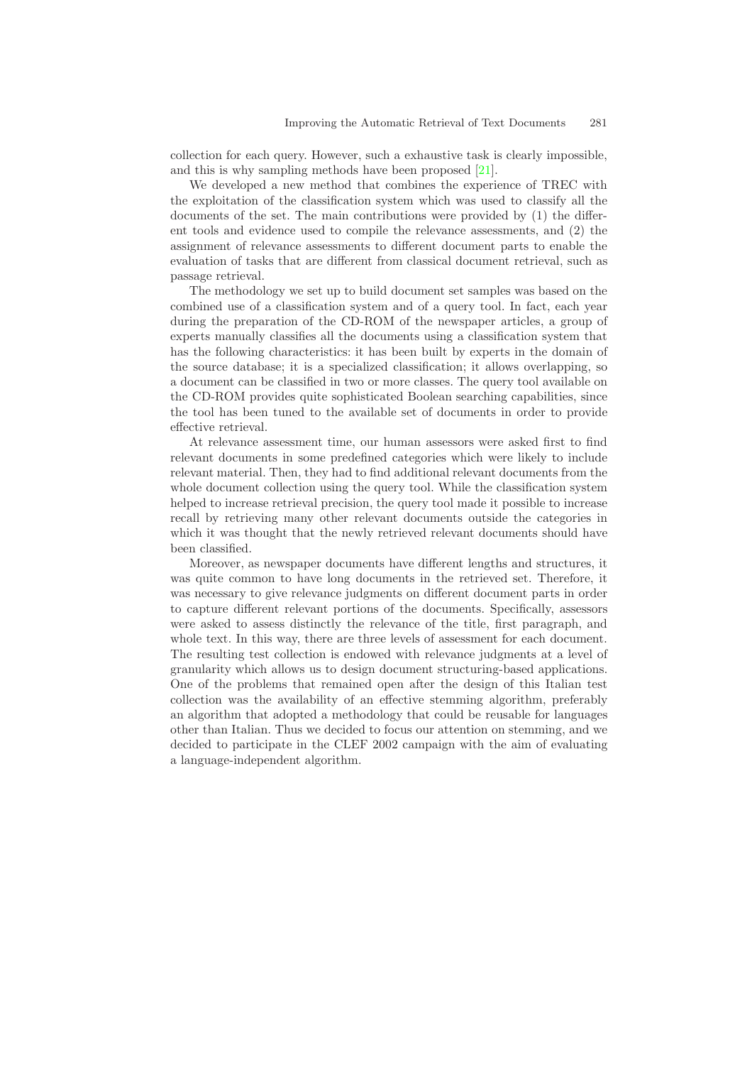collection for each query. However, such a exhaustive task is clearly impossible, and this is why sampling methods have been proposed [21].

We developed a new method that combines the experience of TREC with the exploitation of the classification system which was used to classify all the documents of the set. The main contributions were provided by (1) the different tools and evidence used to compile the relevance assessments, and (2) the assignment of relevance assessments to different document parts to enable the evaluation of tasks that are different from classical document retrieval, such as passage retrieval.

The methodology we set up to build document set samples was based on the combined use of a classification system and of a query tool. In fact, each year during the preparation of the CD-ROM of the newspaper articles, a group of experts manually classifies all the documents using a classification system that has the following characteristics: it has been built by experts in the domain of the source database; it is a specialized classification; it allows overlapping, so a document can be classified in two or more classes. The query tool available on the CD-ROM provides quite sophisticated Boolean searching capabilities, since the tool has been tuned to the available set of documents in order to provide effective retrieval.

At relevance assessment time, our human assessors were asked first to find relevant documents in some predefined categories which were likely to include relevant material. Then, they had to find additional relevant documents from the whole document collection using the query tool. While the classification system helped to increase retrieval precision, the query tool made it possible to increase recall by retrieving many other relevant documents outside the categories in which it was thought that the newly retrieved relevant documents should have been classified.

Moreover, as newspaper documents have different lengths and structures, it was quite common to have long documents in the retrieved set. Therefore, it was necessary to give relevance judgments on different document parts in order to capture different relevant portions of the documents. Specifically, assessors were asked to assess distinctly the relevance of the title, first paragraph, and whole text. In this way, there are three levels of assessment for each document. The resulting test collection is endowed with relevance judgments at a level of granularity which allows us to design document structuring-based applications. One of the problems that remained open after the design of this Italian test collection was the availability of an effective stemming algorithm, preferably an algorithm that adopted a methodology that could be reusable for languages other than Italian. Thus we decided to focus our attention on stemming, and we decided to participate in the CLEF 2002 campaign with the aim of evaluating a language-independent algorithm.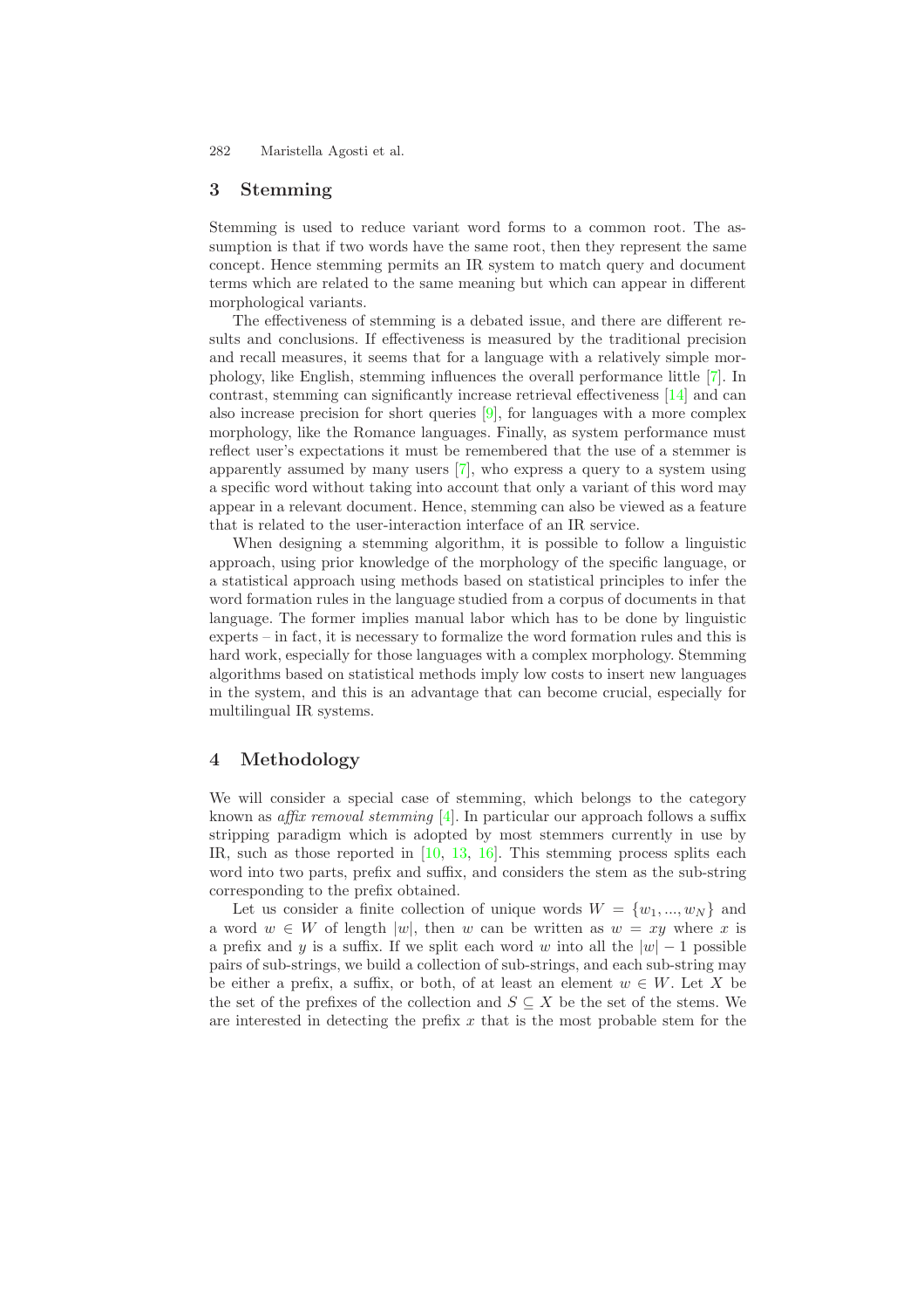## 3 Stemming

Stemming is used to reduce variant word forms to a common root. The assumption is that if two words have the same root, then they represent the same concept. Hence stemming permits an IR system to match query and document terms which are related to the same meaning but which can appear in different morphological variants.

The effectiveness of stemming is a debated issue, and there are different results and conclusions. If effectiveness is measured by the traditional precision and recall measures, it seems that for a language with a relatively simple morphology, like English, stemming influences the overall performance little [7]. In contrast, stemming can significantly increase retrieval effectiveness [14] and can also increase precision for short queries [9], for languages with a more complex morphology, like the Romance languages. Finally, as system performance must reflect user's expectations it must be remembered that the use of a stemmer is apparently assumed by many users [7], who express a query to a system using a specific word without taking into account that only a variant of this word may appear in a relevant document. Hence, stemming can also be viewed as a feature that is related to the user-interaction interface of an IR service.

When designing a stemming algorithm, it is possible to follow a linguistic approach, using prior knowledge of the morphology of the specific language, or a statistical approach using methods based on statistical principles to infer the word formation rules in the language studied from a corpus of documents in that language. The former implies manual labor which has to be done by linguistic experts – in fact, it is necessary to formalize the word formation rules and this is hard work, especially for those languages with a complex morphology. Stemming algorithms based on statistical methods imply low costs to insert new languages in the system, and this is an advantage that can become crucial, especially for multilingual IR systems.

## 4 Methodology

We will consider a special case of stemming, which belongs to the category known as *affix removal stemming* [4]. In particular our approach follows a suffix stripping paradigm which is adopted by most stemmers currently in use by IR, such as those reported in [10, 13, 16]. This stemming process splits each word into two parts, prefix and suffix, and considers the stem as the sub-string corresponding to the prefix obtained.

Let us consider a finite collection of unique words $W = \{w_1, ..., w_N\}$ and a word $w \in W$ of length $|w|$, then $w$ can be written as $w = xy$ where $x$ is a prefix and $y$ is a suffix. If we split each word $w$ into all the $|w| - 1$ possible pairs of sub-strings, we build a collection of sub-strings, and each sub-string may be either a prefix, a suffix, or both, of at least an element $w \in W$. Let $X$ be the set of the prefixes of the collection and $S \subseteq X$ be the set of the stems. We are interested in detecting the prefix $x$ that is the most probable stem for the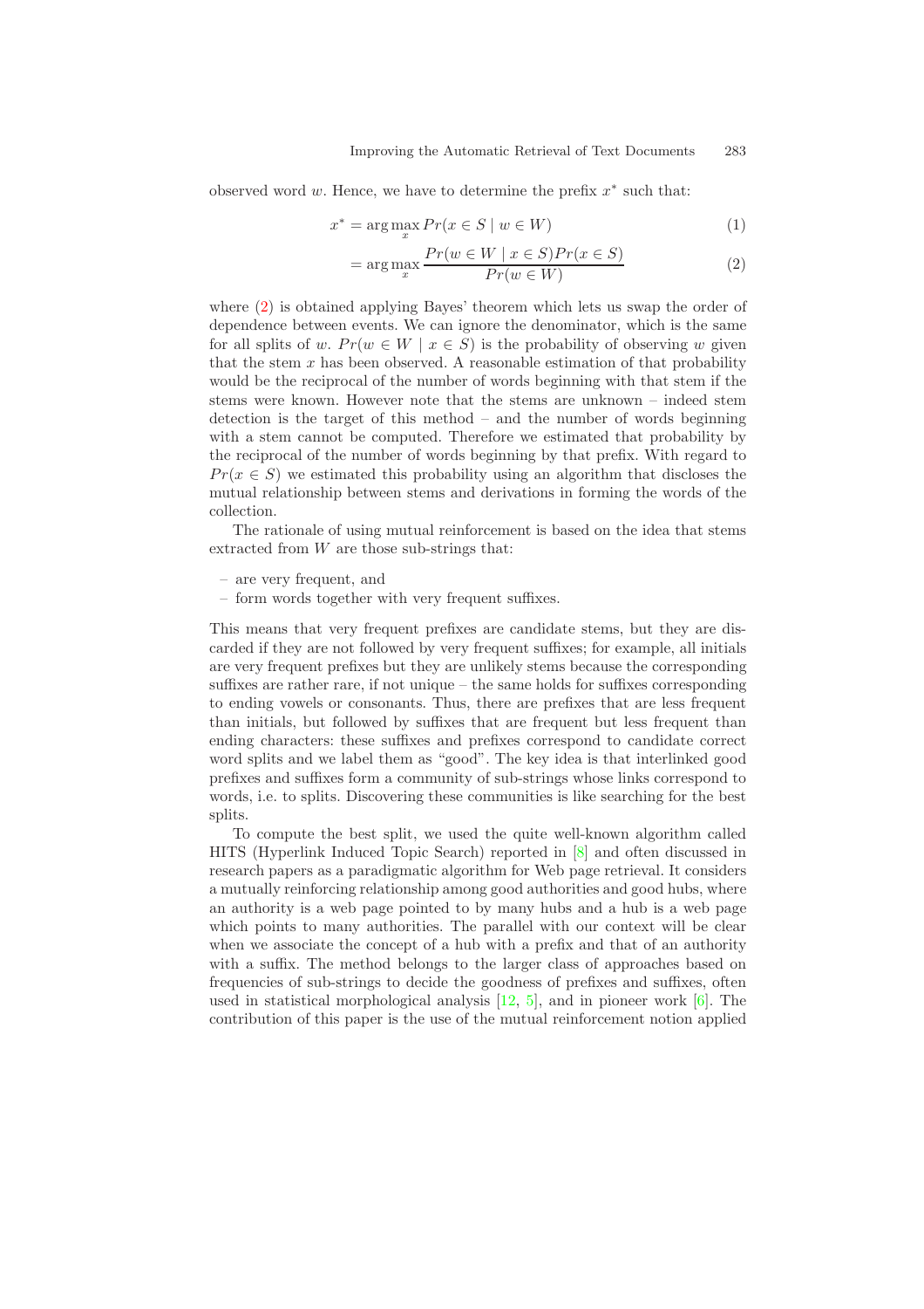observed word $w$. Hence, we have to determine the prefix $x^*$ such that:

$$x^* = \arg\max_x Pr(x \in S \mid w \in W) \tag{1}$$

$$= \arg\max_x \frac{Pr(w \in W \mid x \in S) Pr(x \in S)}{Pr(w \in W)} \tag{2}$$

where (2) is obtained applying Bayes' theorem which lets us swap the order of dependence between events. We can ignore the denominator, which is the same for all splits of $w$. $Pr(w \in W \mid x \in S)$ is the probability of observing $w$ given that the stem $x$ has been observed. A reasonable estimation of that probability would be the reciprocal of the number of words beginning with that stem if the stems were known. However note that the stems are unknown – indeed stem detection is the target of this method – and the number of words beginning with a stem cannot be computed. Therefore we estimated that probability by the reciprocal of the number of words beginning by that prefix. With regard to $Pr(x \in S)$ we estimated this probability using an algorithm that discloses the mutual relationship between stems and derivations in forming the words of the collection.

The rationale of using mutual reinforcement is based on the idea that stems extracted from $W$ are those sub-strings that:

– are very frequent, and
– form words together with very frequent suffixes.

This means that very frequent prefixes are candidate stems, but they are discarded if they are not followed by very frequent suffixes; for example, all initials are very frequent prefixes but they are unlikely stems because the corresponding suffixes are rather rare, if not unique – the same holds for suffixes corresponding to ending vowels or consonants. Thus, there are prefixes that are less frequent than initials, but followed by suffixes that are frequent but less frequent than ending characters: these suffixes and prefixes correspond to candidate correct word splits and we label them as "good". The key idea is that interlinked good prefixes and suffixes form a community of sub-strings whose links correspond to words, i.e. to splits. Discovering these communities is like searching for the best splits.

To compute the best split, we used the quite well-known algorithm called HITS (Hyperlink Induced Topic Search) reported in [8] and often discussed in research papers as a paradigmatic algorithm for Web page retrieval. It considers a mutually reinforcing relationship among good authorities and good hubs, where an authority is a web page pointed to by many hubs and a hub is a web page which points to many authorities. The parallel with our context will be clear when we associate the concept of a hub with a prefix and that of an authority with a suffix. The method belongs to the larger class of approaches based on frequencies of sub-strings to decide the goodness of prefixes and suffixes, often used in statistical morphological analysis [12, 5], and in pioneer work [6]. The contribution of this paper is the use of the mutual reinforcement notion applied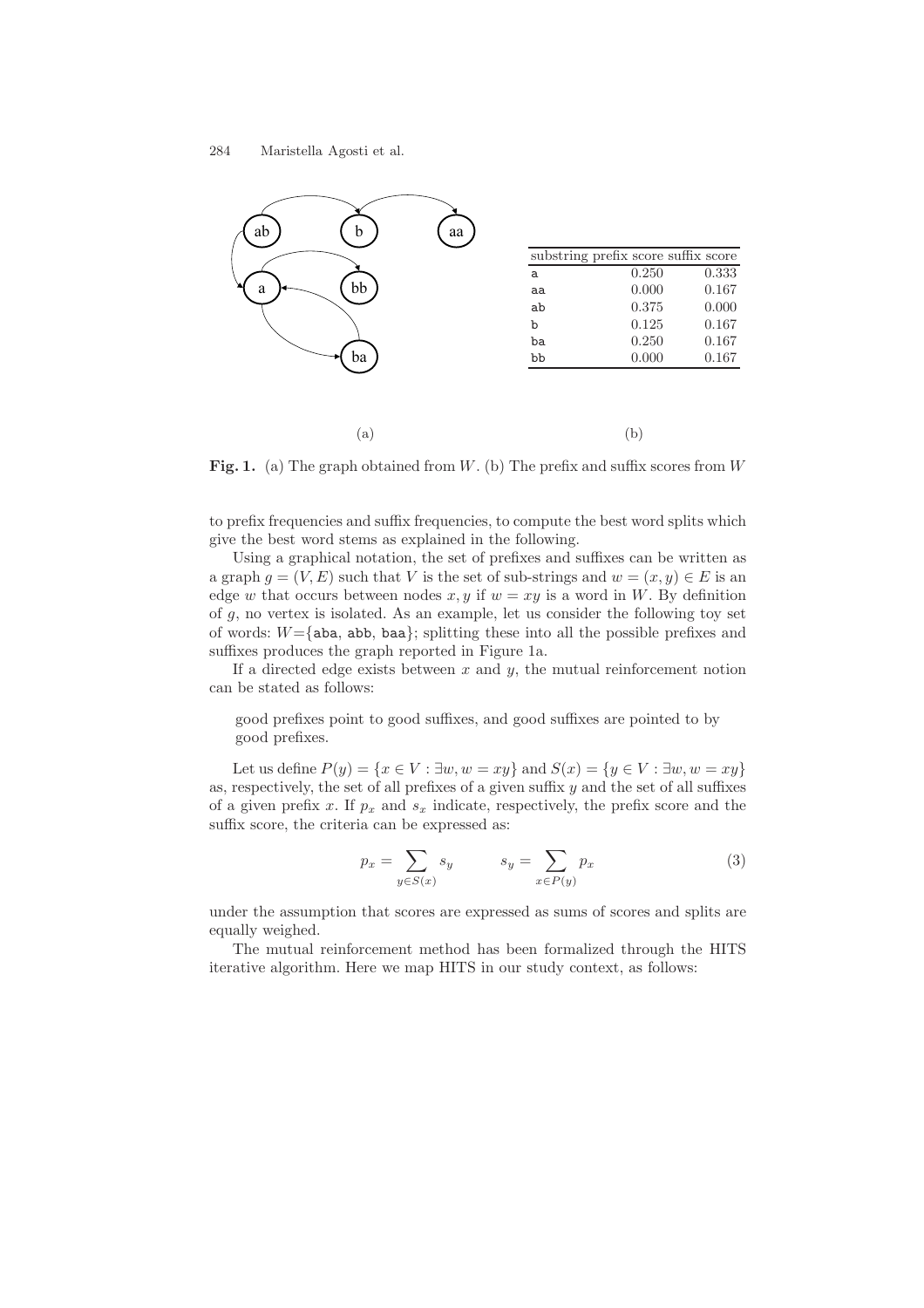| substring | prefix score | suffix score |
|---|---|---|
| a | 0.250 | 0.333 |
| aa | 0.000 | 0.167 |
| ab | 0.375 | 0.000 |
| b | 0.125 | 0.167 |
| ba | 0.250 | 0.167 |
| bb | 0.000 | 0.167 |

(a) (b)

**Fig. 1.** (a) The graph obtained from $W$. (b) The prefix and suffix scores from $W$

to prefix frequencies and suffix frequencies, to compute the best word splits which give the best word stems as explained in the following.

Using a graphical notation, the set of prefixes and suffixes can be written as a graph $g = (V, E)$ such that $V$ is the set of sub-strings and $w = (x, y) \in E$ is an edge $w$ that occurs between nodes $x, y$ if $w = xy$ is a word in $W$. By definition of $g$, no vertex is isolated. As an example, let us consider the following toy set of words: $W$={aba, abb, baa}; splitting these into all the possible prefixes and suffixes produces the graph reported in Figure 1a.

If a directed edge exists between $x$ and $y$, the mutual reinforcement notion can be stated as follows:

> good prefixes point to good suffixes, and good suffixes are pointed to by good prefixes.

Let us define $P(y) = \{x \in V : \exists w, w = xy\}$ and $S(x) = \{y \in V : \exists w, w = xy\}$ as, respectively, the set of all prefixes of a given suffix $y$ and the set of all suffixes of a given prefix $x$. If $p_x$ and $s_x$ indicate, respectively, the prefix score and the suffix score, the criteria can be expressed as:

$$p_x = \sum_{y \in S(x)} s_y \qquad s_y = \sum_{x \in P(y)} p_x \tag{3}$$

under the assumption that scores are expressed as sums of scores and splits are equally weighed.

The mutual reinforcement method has been formalized through the HITS iterative algorithm. Here we map HITS in our study context, as follows: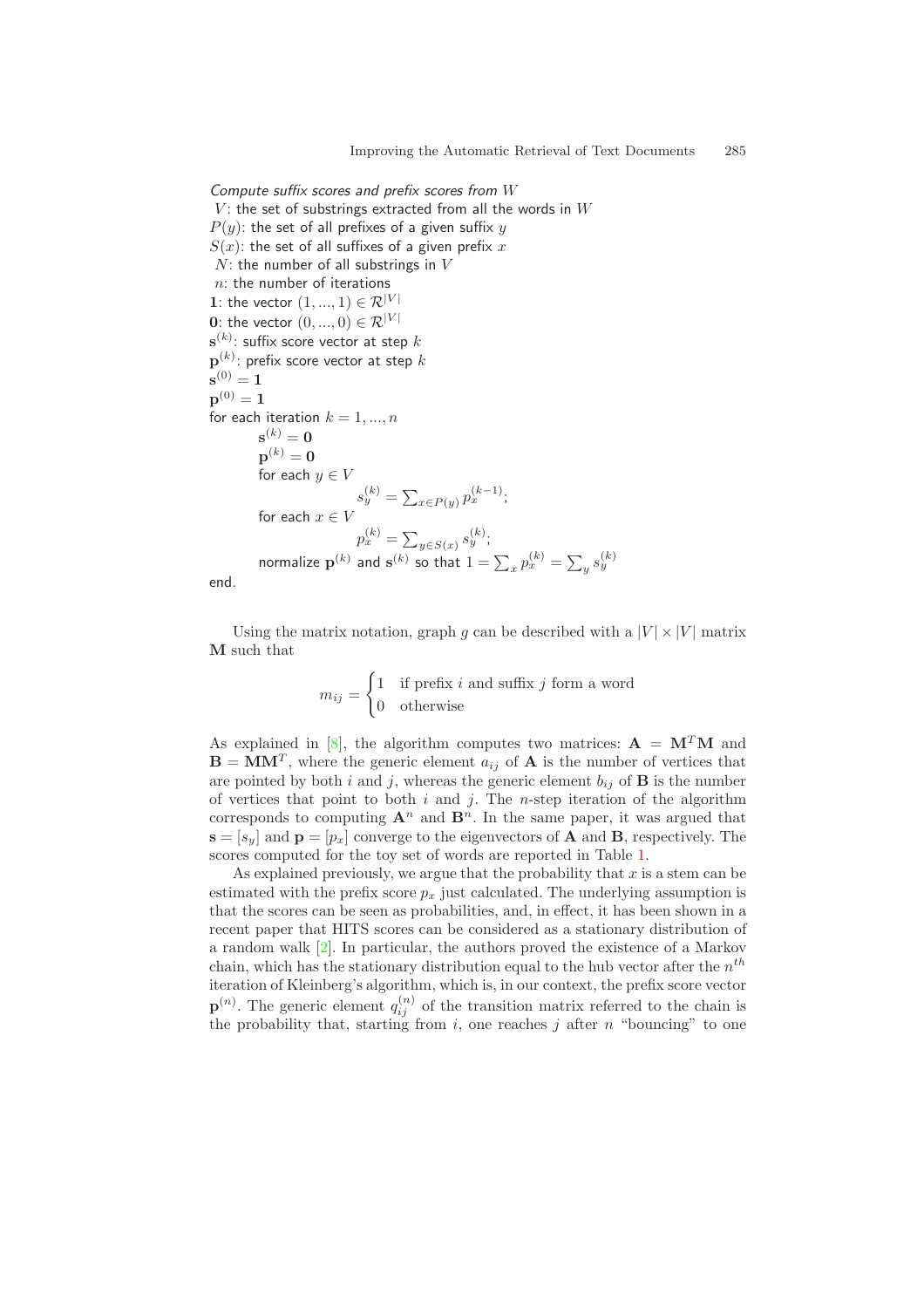*Compute suffix scores and prefix scores from $W$*

$V$: the set of substrings extracted from all the words in $W$
$P(y)$: the set of all prefixes of a given suffix $y$
$S(x)$: the set of all suffixes of a given prefix $x$
$N$: the number of all substrings in $V$
$n$: the number of iterations
$\mathbf{1}$: the vector $(1, ..., 1) \in \mathcal{R}^{|V|}$
$\mathbf{0}$: the vector $(0, ..., 0) \in \mathcal{R}^{|V|}$
$\mathbf{s}^{(k)}$: suffix score vector at step $k$
$\mathbf{p}^{(k)}$: prefix score vector at step $k$
$\mathbf{s}^{(0)} = \mathbf{1}$
$\mathbf{p}^{(0)} = \mathbf{1}$
for each iteration $k = 1, ..., n$
  $\mathbf{s}^{(k)} = \mathbf{0}$
  $\mathbf{p}^{(k)} = \mathbf{0}$
  for each $y \in V$
    $s_y^{(k)} = \sum_{x \in P(y)} p_x^{(k-1)}$;
  for each $x \in V$
    $p_x^{(k)} = \sum_{y \in S(x)} s_y^{(k)}$;
  normalize $\mathbf{p}^{(k)}$ and $\mathbf{s}^{(k)}$ so that $1 = \sum_x p_x^{(k)} = \sum_y s_y^{(k)}$
end.

Using the matrix notation, graph $g$ can be described with a $|V| \times |V|$ matrix $\mathbf{M}$ such that

$$m_{ij} = \begin{cases} 1 & \text{if prefix } i \text{ and suffix } j \text{ form a word} \\ 0 & \text{otherwise} \end{cases}$$

As explained in [8], the algorithm computes two matrices: $\mathbf{A} = \mathbf{M}^T\mathbf{M}$ and $\mathbf{B} = \mathbf{M}\mathbf{M}^T$, where the generic element $a_{ij}$ of $\mathbf{A}$ is the number of vertices that are pointed by both $i$ and $j$, whereas the generic element $b_{ij}$ of $\mathbf{B}$ is the number of vertices that point to both $i$ and $j$. The $n$-step iteration of the algorithm corresponds to computing $\mathbf{A}^n$ and $\mathbf{B}^n$. In the same paper, it was argued that $\mathbf{s} = [s_y]$ and $\mathbf{p} = [p_x]$ converge to the eigenvectors of $\mathbf{A}$ and $\mathbf{B}$, respectively. The scores computed for the toy set of words are reported in Table 1.

As explained previously, we argue that the probability that $x$ is a stem can be estimated with the prefix score $p_x$ just calculated. The underlying assumption is that the scores can be seen as probabilities, and, in effect, it has been shown in a recent paper that HITS scores can be considered as a stationary distribution of a random walk [2]. In particular, the authors proved the existence of a Markov chain, which has the stationary distribution equal to the hub vector after the $n^{th}$ iteration of Kleinberg's algorithm, which is, in our context, the prefix score vector $\mathbf{p}^{(n)}$. The generic element $q_{ij}^{(n)}$ of the transition matrix referred to the chain is the probability that, starting from $i$, one reaches $j$ after $n$ "bouncing" to one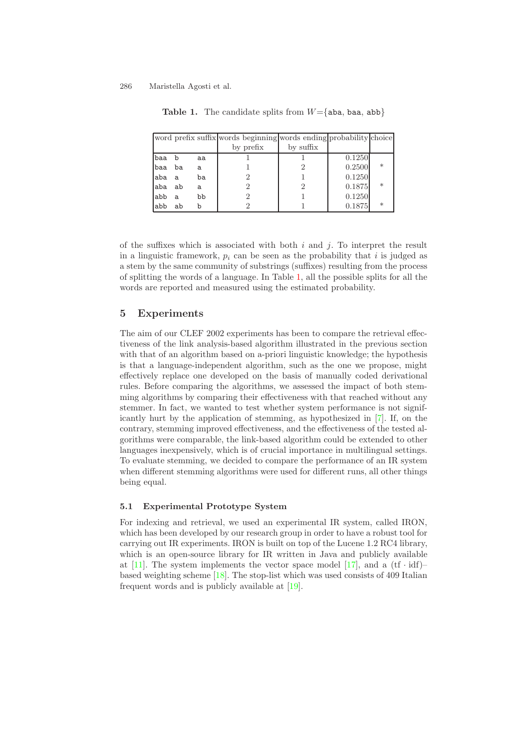**Table 1.** The candidate splits from $W$={aba, baa, abb}

| word | prefix | suffix | words beginning by prefix | words ending by suffix | probability | choice |
|---|---|---|---|---|---|---|
| baa | b | aa | 1 | 1 | 0.1250 | |
| baa | ba | a | 1 | 2 | 0.2500 | * |
| aba | a | ba | 2 | 1 | 0.1250 | |
| aba | ab | a | 2 | 2 | 0.1875 | * |
| abb | a | bb | 2 | 1 | 0.1250 | |
| abb | ab | b | 2 | 1 | 0.1875 | * |

of the suffixes which is associated with both $i$ and $j$. To interpret the result in a linguistic framework, $p_i$ can be seen as the probability that $i$ is judged as a stem by the same community of substrings (suffixes) resulting from the process of splitting the words of a language. In Table 1, all the possible splits for all the words are reported and measured using the estimated probability.

## 5 Experiments

The aim of our CLEF 2002 experiments has been to compare the retrieval effectiveness of the link analysis-based algorithm illustrated in the previous section with that of an algorithm based on a-priori linguistic knowledge; the hypothesis is that a language-independent algorithm, such as the one we propose, might effectively replace one developed on the basis of manually coded derivational rules. Before comparing the algorithms, we assessed the impact of both stemming algorithms by comparing their effectiveness with that reached without any stemmer. In fact, we wanted to test whether system performance is not significantly hurt by the application of stemming, as hypothesized in [7]. If, on the contrary, stemming improved effectiveness, and the effectiveness of the tested algorithms were comparable, the link-based algorithm could be extended to other languages inexpensively, which is of crucial importance in multilingual settings. To evaluate stemming, we decided to compare the performance of an IR system when different stemming algorithms were used for different runs, all other things being equal.

### 5.1 Experimental Prototype System

For indexing and retrieval, we used an experimental IR system, called IRON, which has been developed by our research group in order to have a robust tool for carrying out IR experiments. IRON is built on top of the Lucene 1.2 RC4 library, which is an open-source library for IR written in Java and publicly available at [11]. The system implements the vector space model [17], and a $(\text{tf} \cdot \text{idf})$–based weighting scheme [18]. The stop-list which was used consists of 409 Italian frequent words and is publicly available at [19].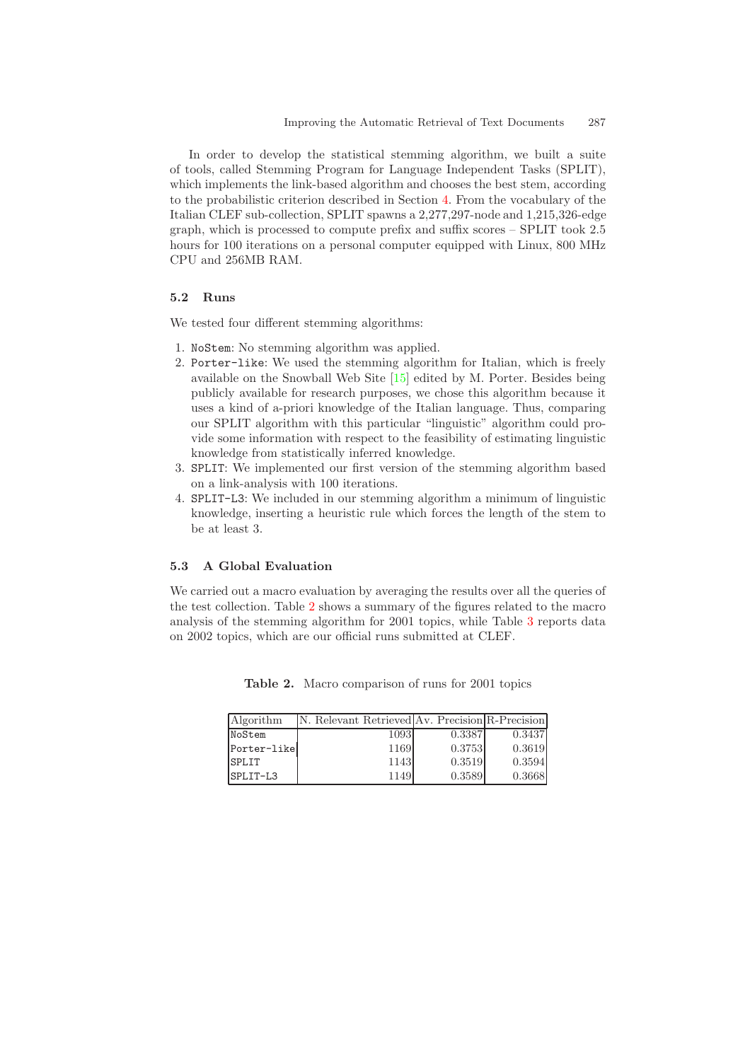In order to develop the statistical stemming algorithm, we built a suite of tools, called Stemming Program for Language Independent Tasks (SPLIT), which implements the link-based algorithm and chooses the best stem, according to the probabilistic criterion described in Section 4. From the vocabulary of the Italian CLEF sub-collection, SPLIT spawns a 2,277,297-node and 1,215,326-edge graph, which is processed to compute prefix and suffix scores – SPLIT took 2.5 hours for 100 iterations on a personal computer equipped with Linux, 800 MHz CPU and 256MB RAM.

### 5.2 Runs

We tested four different stemming algorithms:

1. `NoStem`: No stemming algorithm was applied.
2. `Porter-like`: We used the stemming algorithm for Italian, which is freely available on the Snowball Web Site [15] edited by M. Porter. Besides being publicly available for research purposes, we chose this algorithm because it uses a kind of a-priori knowledge of the Italian language. Thus, comparing our SPLIT algorithm with this particular "linguistic" algorithm could provide some information with respect to the feasibility of estimating linguistic knowledge from statistically inferred knowledge.
3. `SPLIT`: We implemented our first version of the stemming algorithm based on a link-analysis with 100 iterations.
4. `SPLIT-L3`: We included in our stemming algorithm a minimum of linguistic knowledge, inserting a heuristic rule which forces the length of the stem to be at least 3.

### 5.3 A Global Evaluation

We carried out a macro evaluation by averaging the results over all the queries of the test collection. Table 2 shows a summary of the figures related to the macro analysis of the stemming algorithm for 2001 topics, while Table 3 reports data on 2002 topics, which are our official runs submitted at CLEF.

**Table 2.** Macro comparison of runs for 2001 topics

| Algorithm | N. Relevant Retrieved | Av. Precision | R-Precision |
|---|---|---|---|
| `NoStem` | 1093 | 0.3387 | 0.3437 |
| `Porter-like` | 1169 | 0.3753 | 0.3619 |
| `SPLIT` | 1143 | 0.3519 | 0.3594 |
| `SPLIT-L3` | 1149 | 0.3589 | 0.3668 |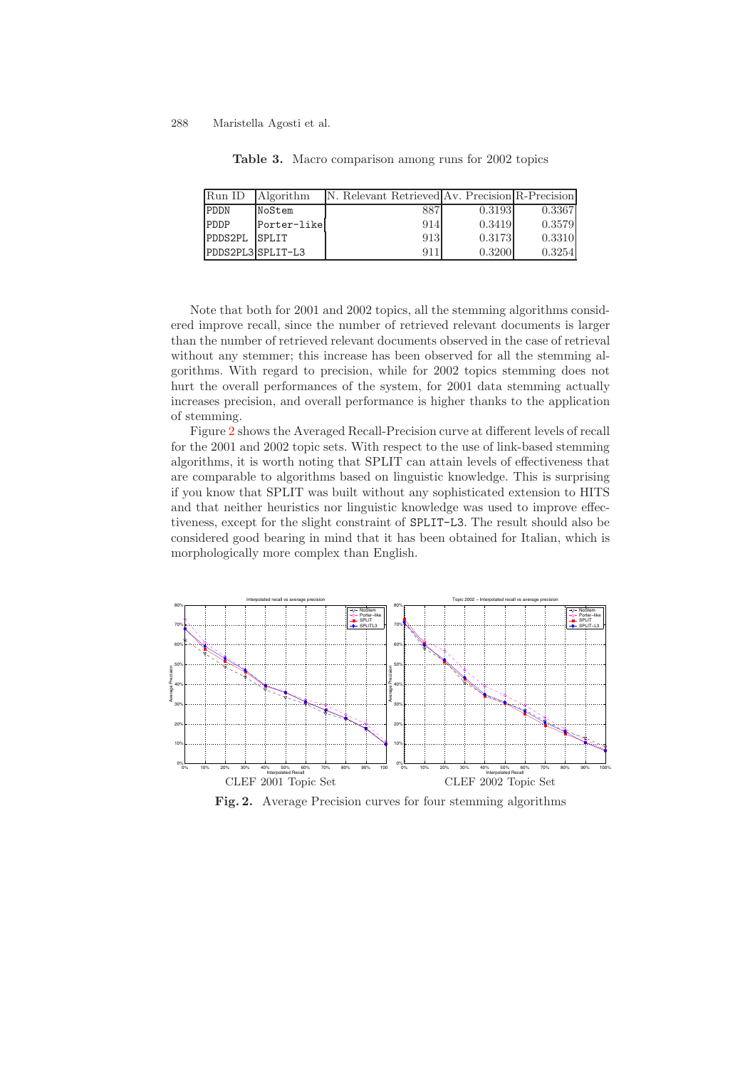**Table 3.** Macro comparison among runs for 2002 topics

| Run ID | Algorithm | N. Relevant Retrieved | Av. Precision | R-Precision |
|---|---|---|---|---|
| PDDN | NoStem | 887 | 0.3193 | 0.3367 |
| PDDP | Porter-like | 914 | 0.3419 | 0.3579 |
| PDDS2PL | SPLIT | 913 | 0.3173 | 0.3310 |
| PDDS2PL3 | SPLIT-L3 | 911 | 0.3200 | 0.3254 |

Note that both for 2001 and 2002 topics, all the stemming algorithms considered improve recall, since the number of retrieved relevant documents is larger than the number of retrieved relevant documents observed in the case of retrieval without any stemmer; this increase has been observed for all the stemming algorithms. With regard to precision, while for 2002 topics stemming does not hurt the overall performances of the system, for 2001 data stemming actually increases precision, and overall performance is higher thanks to the application of stemming.

Figure 2 shows the Averaged Recall-Precision curve at different levels of recall for the 2001 and 2002 topic sets. With respect to the use of link-based stemming algorithms, it is worth noting that SPLIT can attain levels of effectiveness that are comparable to algorithms based on linguistic knowledge. This is surprising if you know that SPLIT was built without any sophisticated extension to HITS and that neither heuristics nor linguistic knowledge was used to improve effectiveness, except for the slight constraint of `SPLIT-L3`. The result should also be considered good bearing in mind that it has been obtained for Italian, which is morphologically more complex than English.

CLEF 2001 Topic Set　　　　CLEF 2002 Topic Set

**Fig. 2.** Average Precision curves for four stemming algorithms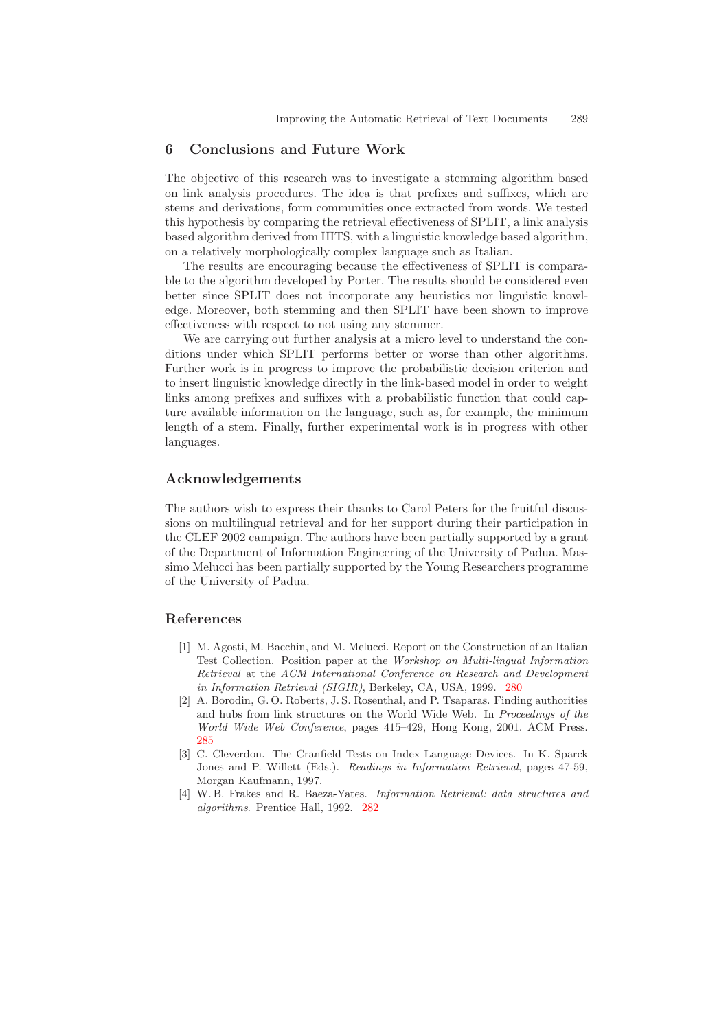## 6 Conclusions and Future Work

The objective of this research was to investigate a stemming algorithm based on link analysis procedures. The idea is that prefixes and suffixes, which are stems and derivations, form communities once extracted from words. We tested this hypothesis by comparing the retrieval effectiveness of SPLIT, a link analysis based algorithm derived from HITS, with a linguistic knowledge based algorithm, on a relatively morphologically complex language such as Italian.

The results are encouraging because the effectiveness of SPLIT is comparable to the algorithm developed by Porter. The results should be considered even better since SPLIT does not incorporate any heuristics nor linguistic knowledge. Moreover, both stemming and then SPLIT have been shown to improve effectiveness with respect to not using any stemmer.

We are carrying out further analysis at a micro level to understand the conditions under which SPLIT performs better or worse than other algorithms. Further work is in progress to improve the probabilistic decision criterion and to insert linguistic knowledge directly in the link-based model in order to weight links among prefixes and suffixes with a probabilistic function that could capture available information on the language, such as, for example, the minimum length of a stem. Finally, further experimental work is in progress with other languages.

## Acknowledgements

The authors wish to express their thanks to Carol Peters for the fruitful discussions on multilingual retrieval and for her support during their participation in the CLEF 2002 campaign. The authors have been partially supported by a grant of the Department of Information Engineering of the University of Padua. Massimo Melucci has been partially supported by the Young Researchers programme of the University of Padua.

## References

[1] M. Agosti, M. Bacchin, and M. Melucci. Report on the Construction of an Italian Test Collection. Position paper at the *Workshop on Multi-lingual Information Retrieval* at the *ACM International Conference on Research and Development in Information Retrieval (SIGIR)*, Berkeley, CA, USA, 1999. 280

[2] A. Borodin, G. O. Roberts, J. S. Rosenthal, and P. Tsaparas. Finding authorities and hubs from link structures on the World Wide Web. In *Proceedings of the World Wide Web Conference*, pages 415–429, Hong Kong, 2001. ACM Press. 285

[3] C. Cleverdon. The Cranfield Tests on Index Language Devices. In K. Sparck Jones and P. Willett (Eds.). *Readings in Information Retrieval*, pages 47-59, Morgan Kaufmann, 1997.

[4] W. B. Frakes and R. Baeza-Yates. *Information Retrieval: data structures and algorithms*. Prentice Hall, 1992. 282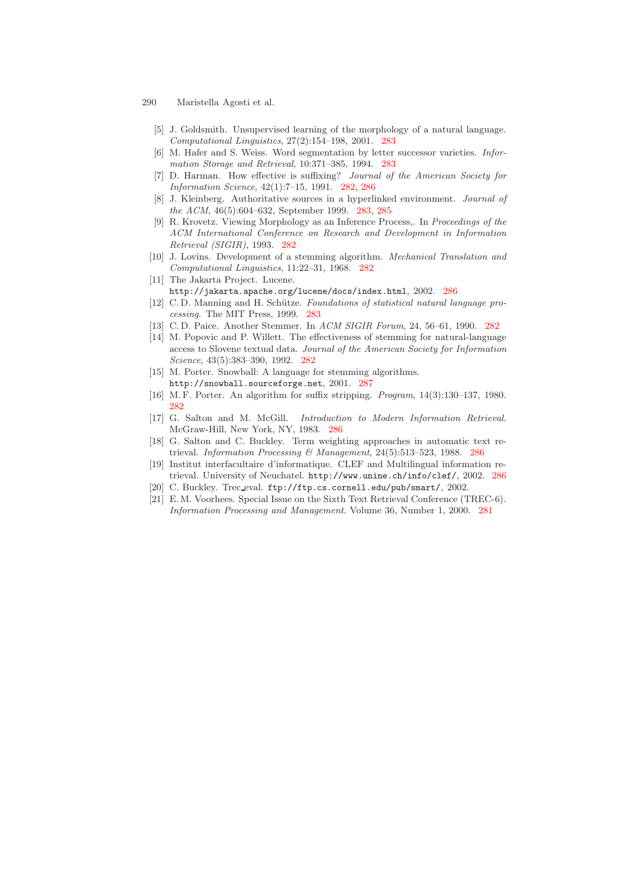[5] J. Goldsmith. Unsupervised learning of the morphology of a natural language. *Computational Linguistics*, 27(2):154–198, 2001. 283

[6] M. Hafer and S. Weiss. Word segmentation by letter successor varieties. *Information Storage and Retrieval*, 10:371–385, 1994. 283

[7] D. Harman. How effective is suffixing? *Journal of the American Society for Information Science*, 42(1):7–15, 1991. 282, 286

[8] J. Kleinberg. Authoritative sources in a hyperlinked environment. *Journal of the ACM*, 46(5):604–632, September 1999. 283, 285

[9] R. Krovetz. Viewing Morphology as an Inference Process,. In *Proceedings of the ACM International Conference on Research and Development in Information Retrieval (SIGIR)*, 1993. 282

[10] J. Lovins. Development of a stemming algorithm. *Mechanical Translation and Computational Linguistics*, 11:22–31, 1968. 282

[11] The Jakarta Project. Lucene. `http://jakarta.apache.org/lucene/docs/index.html`, 2002. 286

[12] C. D. Manning and H. Schütze. *Foundations of statistical natural language processing*. The MIT Press, 1999. 283

[13] C. D. Paice. Another Stemmer. In *ACM SIGIR Forum*, 24, 56–61, 1990. 282

[14] M. Popovic and P. Willett. The effectiveness of stemming for natural-language access to Slovene textual data. *Journal of the American Society for Information Science*, 43(5):383–390, 1992. 282

[15] M. Porter. Snowball: A language for stemming algorithms. `http://snowball.sourceforge.net`, 2001. 287

[16] M. F. Porter. An algorithm for suffix stripping. *Program*, 14(3):130–137, 1980. 282

[17] G. Salton and M. McGill. *Introduction to Modern Information Retrieval*. McGraw-Hill, New York, NY, 1983. 286

[18] G. Salton and C. Buckley. Term weighting approaches in automatic text retrieval. *Information Processing & Management*, 24(5):513–523, 1988. 286

[19] Institut interfacultaire d'informatique. CLEF and Multilingual information retrieval. University of Neuchatel. `http://www.unine.ch/info/clef/`, 2002. 286

[20] C. Buckley. Trec_eval. `ftp://ftp.cs.cornell.edu/pub/smart/`, 2002.

[21] E. M. Voorhees. Special Issue on the Sixth Text Retrieval Conference (TREC-6). *Information Processing and Management*. Volume 36, Number 1, 2000. 281